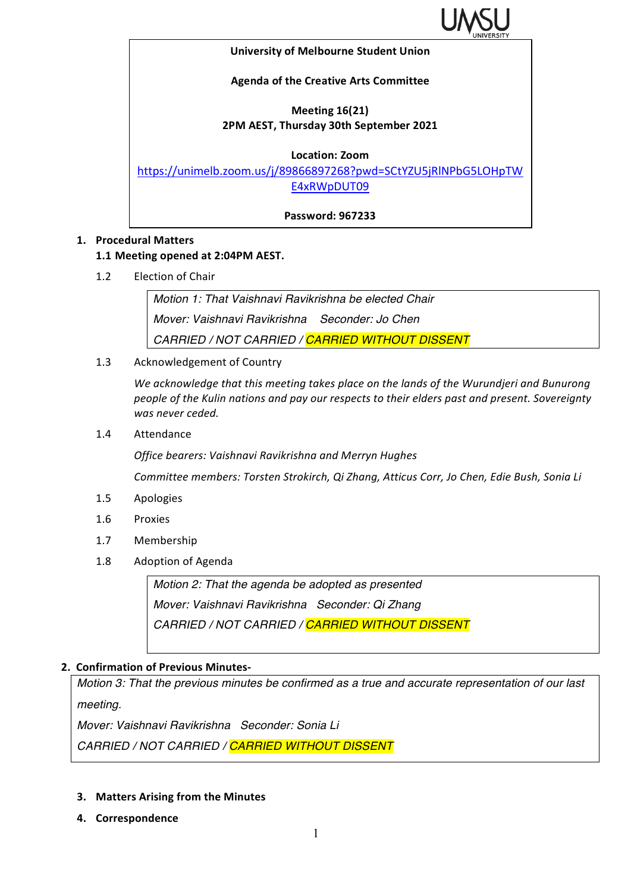**University of Melbourne Student Union**

**Agenda of the Creative Arts Committee**

**Meeting 16(21)**
**2PM AEST, Thursday 30th September 2021**

**Location: Zoom**
https://unimelb.zoom.us/j/89866897268?pwd=SCtYZU5jRlNPbG5LOHpTWE4xRWpDUT09

**Password: 967233**

## 1. Procedural Matters

### 1.1 Meeting opened at 2:04PM AEST.

1.2 Election of Chair

> *Motion 1: That Vaishnavi Ravikrishna be elected Chair*
> *Mover: Vaishnavi Ravikrishna Seconder: Jo Chen*
> *CARRIED / NOT CARRIED / CARRIED WITHOUT DISSENT*

1.3 Acknowledgement of Country

*We acknowledge that this meeting takes place on the lands of the Wurundjeri and Bunurong people of the Kulin nations and pay our respects to their elders past and present. Sovereignty was never ceded.*

1.4 Attendance

*Office bearers: Vaishnavi Ravikrishna and Merryn Hughes*

*Committee members: Torsten Strokirch, Qi Zhang, Atticus Corr, Jo Chen, Edie Bush, Sonia Li*

1.5 Apologies

1.6 Proxies

1.7 Membership

1.8 Adoption of Agenda

> *Motion 2: That the agenda be adopted as presented*
> *Mover: Vaishnavi Ravikrishna Seconder: Qi Zhang*
> *CARRIED / NOT CARRIED / CARRIED WITHOUT DISSENT*

## 2. Confirmation of Previous Minutes-

> *Motion 3: That the previous minutes be confirmed as a true and accurate representation of our last meeting.*
> *Mover: Vaishnavi Ravikrishna Seconder: Sonia Li*
> *CARRIED / NOT CARRIED / CARRIED WITHOUT DISSENT*

## 3. Matters Arising from the Minutes

## 4. Correspondence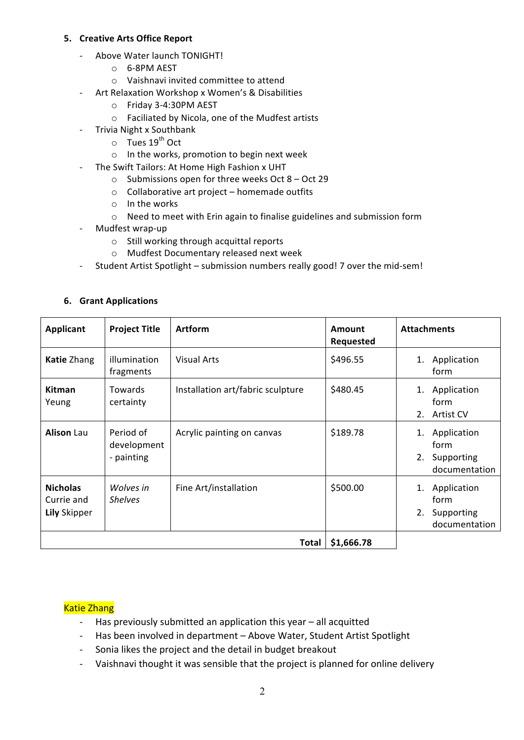## 5. Creative Arts Office Report

- Above Water launch TONIGHT!
  - 6-8PM AEST
  - Vaishnavi invited committee to attend
- Art Relaxation Workshop x Women's & Disabilities
  - Friday 3-4:30PM AEST
  - Faciliated by Nicola, one of the Mudfest artists
- Trivia Night x Southbank
  - Tues 19th Oct
  - In the works, promotion to begin next week
- The Swift Tailors: At Home High Fashion x UHT
  - Submissions open for three weeks Oct 8 – Oct 29
  - Collaborative art project – homemade outfits
  - In the works
  - Need to meet with Erin again to finalise guidelines and submission form
- Mudfest wrap-up
  - Still working through acquittal reports
  - Mudfest Documentary released next week
- Student Artist Spotlight – submission numbers really good! 7 over the mid-sem!

## 6. Grant Applications

| Applicant | Project Title | Artform | Amount Requested | Attachments |
|---|---|---|---|---|
| **Katie** Zhang | illumination fragments | Visual Arts | $496.55 | 1. Application form |
| **Kitman** Yeung | Towards certainty | Installation art/fabric sculpture | $480.45 | 1. Application form<br>2. Artist CV |
| **Alison** Lau | Period of development - painting | Acrylic painting on canvas | $189.78 | 1. Application form<br>2. Supporting documentation |
| **Nicholas** Currie and **Lily** Skipper | *Wolves in Shelves* | Fine Art/installation | $500.00 | 1. Application form<br>2. Supporting documentation |
| | | **Total** | **$1,666.78** | |

Katie Zhang

- Has previously submitted an application this year – all acquitted
- Has been involved in department – Above Water, Student Artist Spotlight
- Sonia likes the project and the detail in budget breakout
- Vaishnavi thought it was sensible that the project is planned for online delivery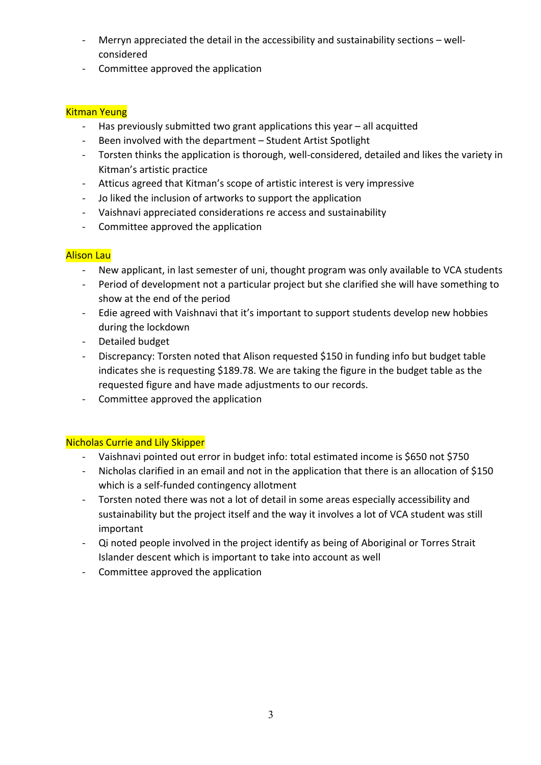- Merryn appreciated the detail in the accessibility and sustainability sections – well-considered
- Committee approved the application

**Kitman Yeung**

- Has previously submitted two grant applications this year – all acquitted
- Been involved with the department – Student Artist Spotlight
- Torsten thinks the application is thorough, well-considered, detailed and likes the variety in Kitman's artistic practice
- Atticus agreed that Kitman's scope of artistic interest is very impressive
- Jo liked the inclusion of artworks to support the application
- Vaishnavi appreciated considerations re access and sustainability
- Committee approved the application

**Alison Lau**

- New applicant, in last semester of uni, thought program was only available to VCA students
- Period of development not a particular project but she clarified she will have something to show at the end of the period
- Edie agreed with Vaishnavi that it's important to support students develop new hobbies during the lockdown
- Detailed budget
- Discrepancy: Torsten noted that Alison requested $150 in funding info but budget table indicates she is requesting $189.78. We are taking the figure in the budget table as the requested figure and have made adjustments to our records.
- Committee approved the application

**Nicholas Currie and Lily Skipper**

- Vaishnavi pointed out error in budget info: total estimated income is $650 not $750
- Nicholas clarified in an email and not in the application that there is an allocation of $150 which is a self-funded contingency allotment
- Torsten noted there was not a lot of detail in some areas especially accessibility and sustainability but the project itself and the way it involves a lot of VCA student was still important
- Qi noted people involved in the project identify as being of Aboriginal or Torres Strait Islander descent which is important to take into account as well
- Committee approved the application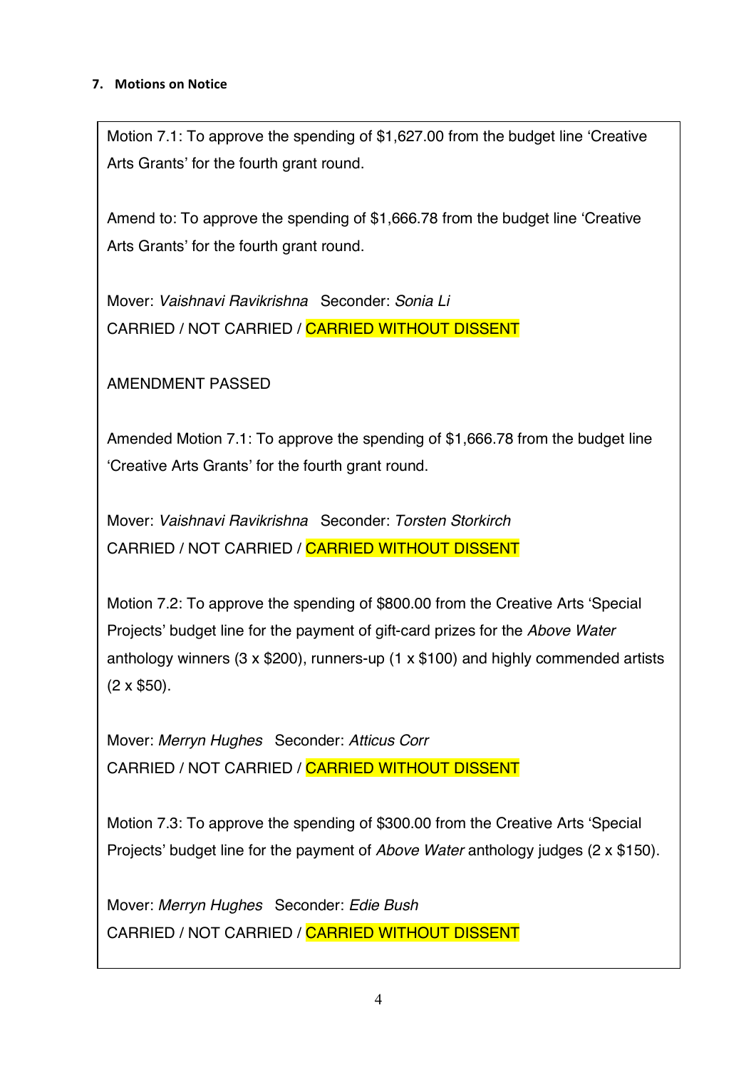### 7. Motions on Notice

Motion 7.1: To approve the spending of $1,627.00 from the budget line 'Creative Arts Grants' for the fourth grant round.

Amend to: To approve the spending of $1,666.78 from the budget line 'Creative Arts Grants' for the fourth grant round.

Mover: *Vaishnavi Ravikrishna* Seconder: *Sonia Li*
CARRIED / NOT CARRIED / CARRIED WITHOUT DISSENT

AMENDMENT PASSED

Amended Motion 7.1: To approve the spending of $1,666.78 from the budget line 'Creative Arts Grants' for the fourth grant round.

Mover: *Vaishnavi Ravikrishna* Seconder: *Torsten Storkirch*
CARRIED / NOT CARRIED / CARRIED WITHOUT DISSENT

Motion 7.2: To approve the spending of $800.00 from the Creative Arts 'Special Projects' budget line for the payment of gift-card prizes for the *Above Water* anthology winners (3 x $200), runners-up (1 x $100) and highly commended artists (2 x $50).

Mover: *Merryn Hughes* Seconder: *Atticus Corr*
CARRIED / NOT CARRIED / CARRIED WITHOUT DISSENT

Motion 7.3: To approve the spending of $300.00 from the Creative Arts 'Special Projects' budget line for the payment of *Above Water* anthology judges (2 x $150).

Mover: *Merryn Hughes* Seconder: *Edie Bush*
CARRIED / NOT CARRIED / CARRIED WITHOUT DISSENT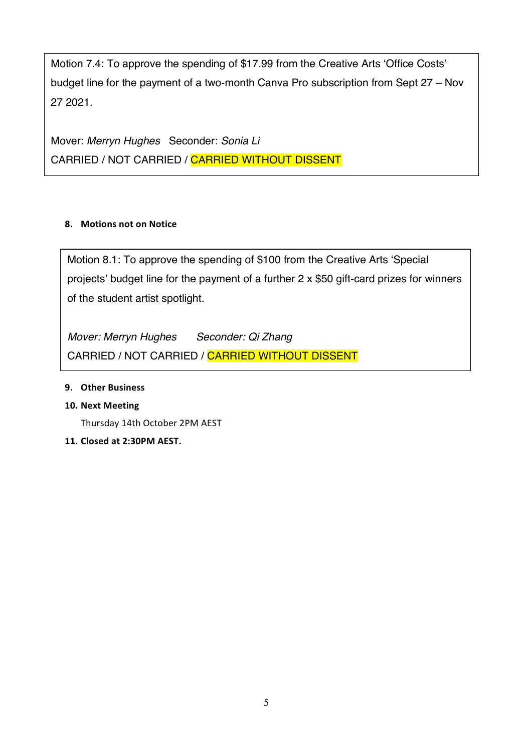Motion 7.4: To approve the spending of $17.99 from the Creative Arts 'Office Costs' budget line for the payment of a two-month Canva Pro subscription from Sept 27 – Nov 27 2021.

Mover: *Merryn Hughes* Seconder: *Sonia Li*
CARRIED / NOT CARRIED / CARRIED WITHOUT DISSENT

**8. Motions not on Notice**

Motion 8.1: To approve the spending of $100 from the Creative Arts 'Special projects' budget line for the payment of a further 2 x $50 gift-card prizes for winners of the student artist spotlight.

*Mover: Merryn Hughes* *Seconder: Qi Zhang*
CARRIED / NOT CARRIED / CARRIED WITHOUT DISSENT

**9. Other Business**

**10. Next Meeting**

Thursday 14th October 2PM AEST

**11. Closed at 2:30PM AEST.**